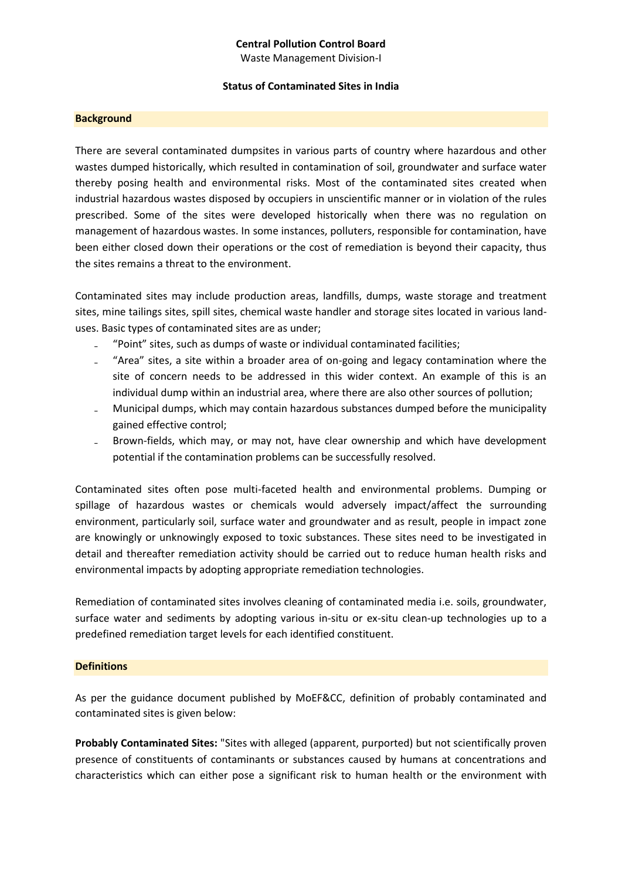**Central Pollution Control Board**

Waste Management Division-I

**Status of Contaminated Sites in India**

## Background

There are several contaminated dumpsites in various parts of country where hazardous and other wastes dumped historically, which resulted in contamination of soil, groundwater and surface water thereby posing health and environmental risks. Most of the contaminated sites created when industrial hazardous wastes disposed by occupiers in unscientific manner or in violation of the rules prescribed. Some of the sites were developed historically when there was no regulation on management of hazardous wastes. In some instances, polluters, responsible for contamination, have been either closed down their operations or the cost of remediation is beyond their capacity, thus the sites remains a threat to the environment.

Contaminated sites may include production areas, landfills, dumps, waste storage and treatment sites, mine tailings sites, spill sites, chemical waste handler and storage sites located in various land-uses. Basic types of contaminated sites are as under;

- "Point" sites, such as dumps of waste or individual contaminated facilities;
- "Area" sites, a site within a broader area of on-going and legacy contamination where the site of concern needs to be addressed in this wider context. An example of this is an individual dump within an industrial area, where there are also other sources of pollution;
- Municipal dumps, which may contain hazardous substances dumped before the municipality gained effective control;
- Brown-fields, which may, or may not, have clear ownership and which have development potential if the contamination problems can be successfully resolved.

Contaminated sites often pose multi-faceted health and environmental problems. Dumping or spillage of hazardous wastes or chemicals would adversely impact/affect the surrounding environment, particularly soil, surface water and groundwater and as result, people in impact zone are knowingly or unknowingly exposed to toxic substances. These sites need to be investigated in detail and thereafter remediation activity should be carried out to reduce human health risks and environmental impacts by adopting appropriate remediation technologies.

Remediation of contaminated sites involves cleaning of contaminated media i.e. soils, groundwater, surface water and sediments by adopting various in-situ or ex-situ clean-up technologies up to a predefined remediation target levels for each identified constituent.

## Definitions

As per the guidance document published by MoEF&CC, definition of probably contaminated and contaminated sites is given below:

**Probably Contaminated Sites:** "Sites with alleged (apparent, purported) but not scientifically proven presence of constituents of contaminants or substances caused by humans at concentrations and characteristics which can either pose a significant risk to human health or the environment with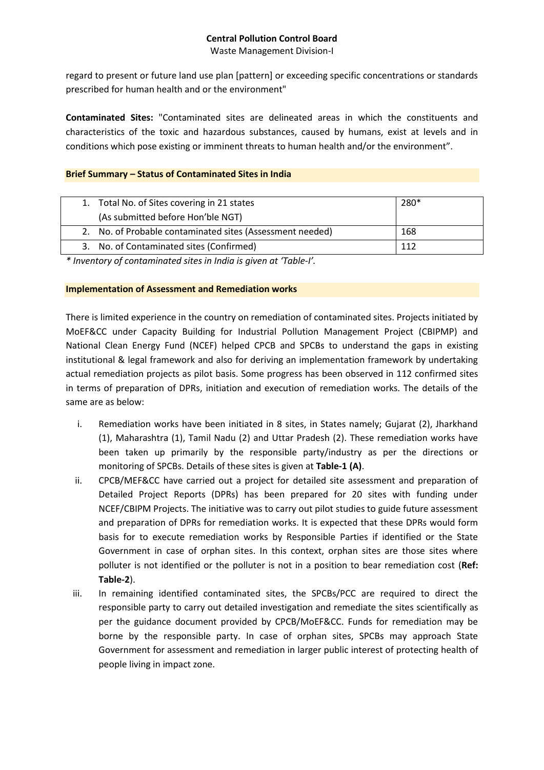regard to present or future land use plan [pattern] or exceeding specific concentrations or standards prescribed for human health and or the environment"

**Contaminated Sites:** "Contaminated sites are delineated areas in which the constituents and characteristics of the toxic and hazardous substances, caused by humans, exist at levels and in conditions which pose existing or imminent threats to human health and/or the environment".

**Brief Summary – Status of Contaminated Sites in India**

| | |
|---|---|
| 1. Total No. of Sites covering in 21 states (As submitted before Hon'ble NGT) | 280* |
| 2. No. of Probable contaminated sites (Assessment needed) | 168 |
| 3. No. of Contaminated sites (Confirmed) | 112 |

*\* Inventory of contaminated sites in India is given at 'Table-I'.*

**Implementation of Assessment and Remediation works**

There is limited experience in the country on remediation of contaminated sites. Projects initiated by MoEF&CC under Capacity Building for Industrial Pollution Management Project (CBIPMP) and National Clean Energy Fund (NCEF) helped CPCB and SPCBs to understand the gaps in existing institutional & legal framework and also for deriving an implementation framework by undertaking actual remediation projects as pilot basis. Some progress has been observed in 112 confirmed sites in terms of preparation of DPRs, initiation and execution of remediation works. The details of the same are as below:

i. Remediation works have been initiated in 8 sites, in States namely; Gujarat (2), Jharkhand (1), Maharashtra (1), Tamil Nadu (2) and Uttar Pradesh (2). These remediation works have been taken up primarily by the responsible party/industry as per the directions or monitoring of SPCBs. Details of these sites is given at **Table-1 (A)**.

ii. CPCB/MEF&CC have carried out a project for detailed site assessment and preparation of Detailed Project Reports (DPRs) has been prepared for 20 sites with funding under NCEF/CBIPM Projects. The initiative was to carry out pilot studies to guide future assessment and preparation of DPRs for remediation works. It is expected that these DPRs would form basis for to execute remediation works by Responsible Parties if identified or the State Government in case of orphan sites. In this context, orphan sites are those sites where polluter is not identified or the polluter is not in a position to bear remediation cost (**Ref: Table-2**).

iii. In remaining identified contaminated sites, the SPCBs/PCC are required to direct the responsible party to carry out detailed investigation and remediate the sites scientifically as per the guidance document provided by CPCB/MoEF&CC. Funds for remediation may be borne by the responsible party. In case of orphan sites, SPCBs may approach State Government for assessment and remediation in larger public interest of protecting health of people living in impact zone.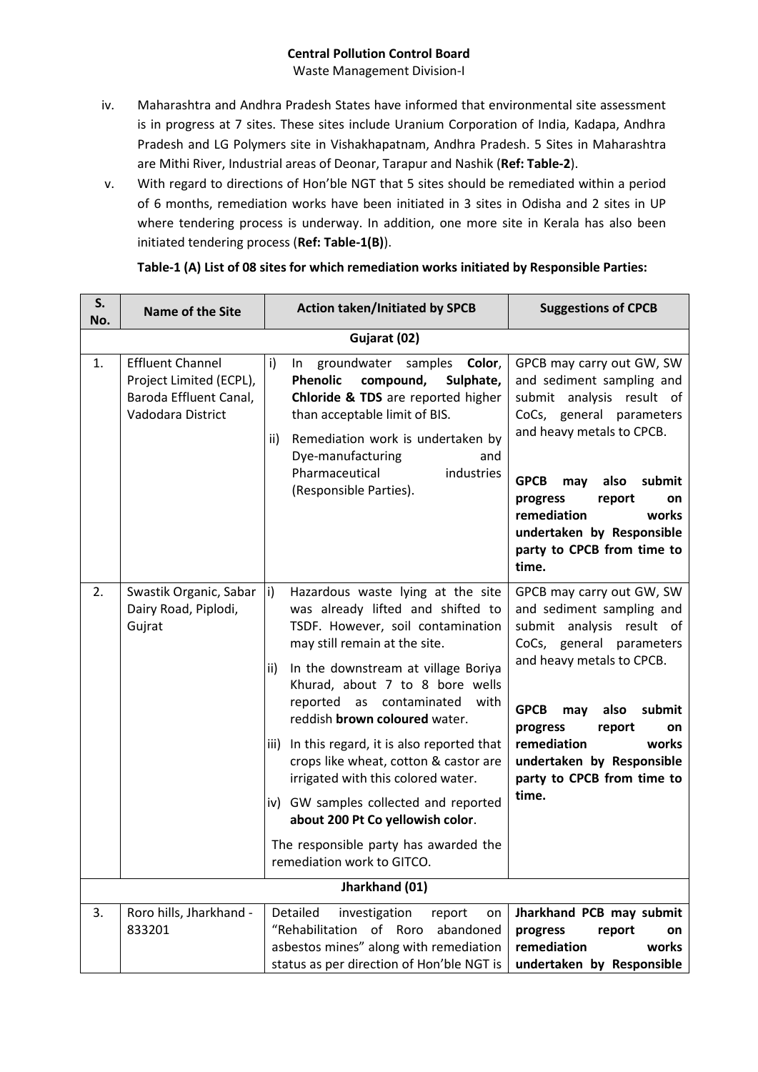iv. Maharashtra and Andhra Pradesh States have informed that environmental site assessment is in progress at 7 sites. These sites include Uranium Corporation of India, Kadapa, Andhra Pradesh and LG Polymers site in Vishakhapatnam, Andhra Pradesh. 5 Sites in Maharashtra are Mithi River, Industrial areas of Deonar, Tarapur and Nashik (**Ref: Table-2**).

v. With regard to directions of Hon'ble NGT that 5 sites should be remediated within a period of 6 months, remediation works have been initiated in 3 sites in Odisha and 2 sites in UP where tendering process is underway. In addition, one more site in Kerala has also been initiated tendering process (**Ref: Table-1(B)**).

**Table-1 (A) List of 08 sites for which remediation works initiated by Responsible Parties:**

| S. No. | Name of the Site | Action taken/Initiated by SPCB | Suggestions of CPCB |
|---|---|---|---|
| | | **Gujarat (02)** | |
| 1. | Effluent Channel Project Limited (ECPL), Baroda Effluent Canal, Vadodara District | i) In groundwater samples **Color, Phenolic compound, Sulphate, Chloride & TDS** are reported higher than acceptable limit of BIS.<br>ii) Remediation work is undertaken by Dye-manufacturing and Pharmaceutical industries (Responsible Parties). | GPCB may carry out GW, SW and sediment sampling and submit analysis result of CoCs, general parameters and heavy metals to CPCB.<br><br>**GPCB may also submit progress report on remediation works undertaken by Responsible party to CPCB from time to time.** |
| 2. | Swastik Organic, Sabar Dairy Road, Piplodi, Gujrat | i) Hazardous waste lying at the site was already lifted and shifted to TSDF. However, soil contamination may still remain at the site.<br>ii) In the downstream at village Boriya Khurad, about 7 to 8 bore wells reported as contaminated with reddish **brown coloured** water.<br>iii) In this regard, it is also reported that crops like wheat, cotton & castor are irrigated with this colored water.<br>iv) GW samples collected and reported **about 200 Pt Co yellowish color**.<br>The responsible party has awarded the remediation work to GITCO. | GPCB may carry out GW, SW and sediment sampling and submit analysis result of CoCs, general parameters and heavy metals to CPCB.<br><br>**GPCB may also submit progress report on remediation works undertaken by Responsible party to CPCB from time to time.** |
| | | **Jharkhand (01)** | |
| 3. | Roro hills, Jharkhand - 833201 | Detailed investigation report on "Rehabilitation of Roro abandoned asbestos mines" along with remediation status as per direction of Hon'ble NGT is | **Jharkhand PCB may submit progress report on remediation works undertaken by Responsible** |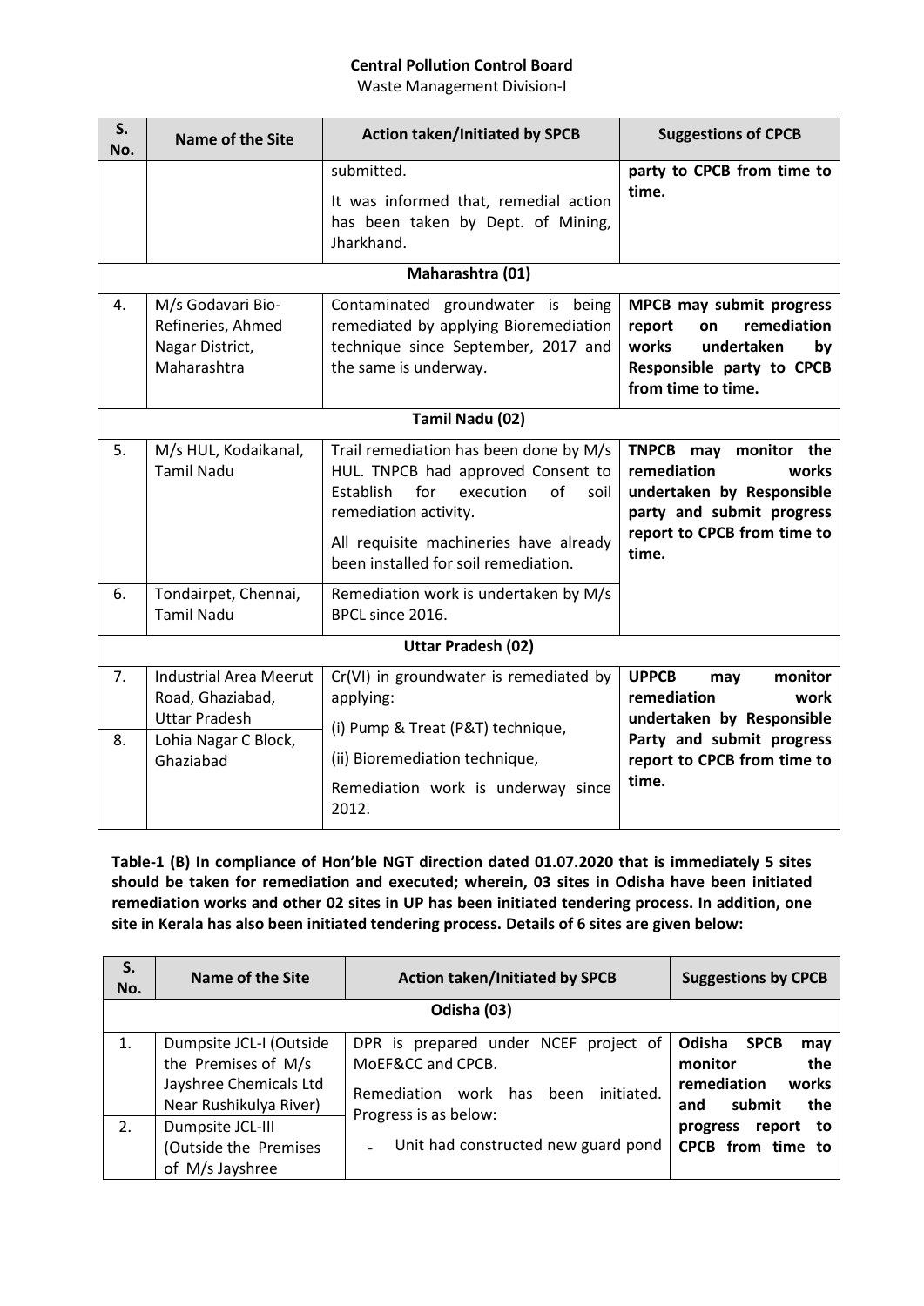**Central Pollution Control Board**
Waste Management Division-I

| S. No. | Name of the Site | Action taken/Initiated by SPCB | Suggestions of CPCB |
|---|---|---|---|
| | | submitted.<br>It was informed that, remedial action has been taken by Dept. of Mining, Jharkhand. | **party to CPCB from time to time.** |
| | | **Maharashtra (01)** | |
| 4. | M/s Godavari Bio-Refineries, Ahmed Nagar District, Maharashtra | Contaminated groundwater is being remediated by applying Bioremediation technique since September, 2017 and the same is underway. | **MPCB may submit progress report on remediation works undertaken by Responsible party to CPCB from time to time.** |
| | | **Tamil Nadu (02)** | |
| 5. | M/s HUL, Kodaikanal, Tamil Nadu | Trail remediation has been done by M/s HUL. TNPCB had approved Consent to Establish for execution of soil remediation activity.<br>All requisite machineries have already been installed for soil remediation. | **TNPCB may monitor the remediation works undertaken by Responsible party and submit progress report to CPCB from time to time.** |
| 6. | Tondairpet, Chennai, Tamil Nadu | Remediation work is undertaken by M/s BPCL since 2016. | |
| | | **Uttar Pradesh (02)** | |
| 7. | Industrial Area Meerut Road, Ghaziabad, Uttar Pradesh | Cr(VI) in groundwater is remediated by applying:<br>(i) Pump & Treat (P&T) technique,<br>(ii) Bioremediation technique,<br>Remediation work is underway since 2012. | **UPPCB may monitor remediation work undertaken by Responsible Party and submit progress report to CPCB from time to time.** |
| 8. | Lohia Nagar C Block, Ghaziabad | | |

**Table-1 (B) In compliance of Hon'ble NGT direction dated 01.07.2020 that is immediately 5 sites should be taken for remediation and executed; wherein, 03 sites in Odisha have been initiated remediation works and other 02 sites in UP has been initiated tendering process. In addition, one site in Kerala has also been initiated tendering process. Details of 6 sites are given below:**

| S. No. | Name of the Site | Action taken/Initiated by SPCB | Suggestions by CPCB |
|---|---|---|---|
| | | **Odisha (03)** | |
| 1. | Dumpsite JCL-I (Outside the Premises of M/s Jayshree Chemicals Ltd Near Rushikulya River) | DPR is prepared under NCEF project of MoEF&CC and CPCB.<br>Remediation work has been initiated. Progress is as below:<br>- Unit had constructed new guard pond | **Odisha SPCB may monitor the remediation works and submit the progress report to CPCB from time to** |
| 2. | Dumpsite JCL-III (Outside the Premises of M/s Jayshree | | |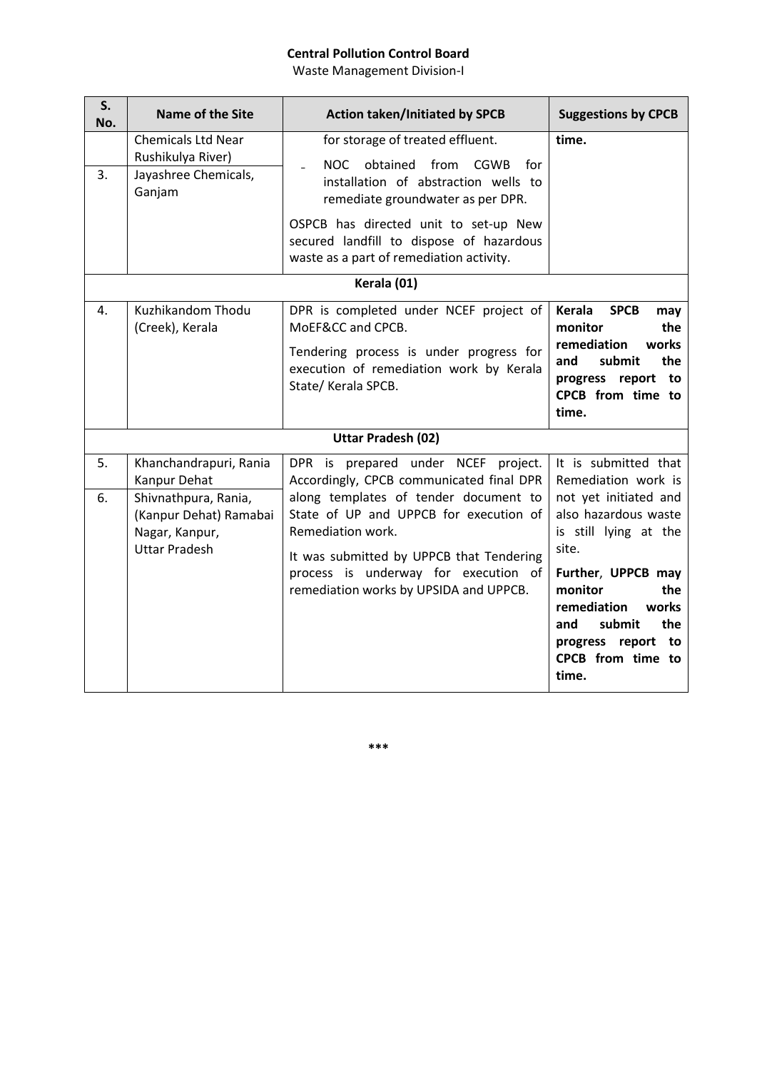**Central Pollution Control Board**
Waste Management Division-I

| S. No. | Name of the Site | Action taken/Initiated by SPCB | Suggestions by CPCB |
|---|---|---|---|
| | Chemicals Ltd Near Rushikulya River) | for storage of treated effluent.<br>- NOC obtained from CGWB for installation of abstraction wells to remediate groundwater as per DPR.<br>OSPCB has directed unit to set-up New secured landfill to dispose of hazardous waste as a part of remediation activity. | **time.** |
| 3. | Jayashree Chemicals, Ganjam | | |
| **Kerala (01)** | | | |
| 4. | Kuzhikandom Thodu (Creek), Kerala | DPR is completed under NCEF project of MoEF&CC and CPCB.<br>Tendering process is under progress for execution of remediation work by Kerala State/ Kerala SPCB. | **Kerala SPCB may monitor the remediation works and submit the progress report to CPCB from time to time.** |
| **Uttar Pradesh (02)** | | | |
| 5. | Khanchandrapuri, Rania Kanpur Dehat | DPR is prepared under NCEF project. Accordingly, CPCB communicated final DPR along templates of tender document to State of UP and UPPCB for execution of Remediation work.<br>It was submitted by UPPCB that Tendering process is underway for execution of remediation works by UPSIDA and UPPCB. | It is submitted that Remediation work is not yet initiated and also hazardous waste is still lying at the site.<br>**Further, UPPCB may monitor the remediation works and submit the progress report to CPCB from time to time.** |
| 6. | Shivnathpura, Rania, (Kanpur Dehat) Ramabai Nagar, Kanpur, Uttar Pradesh | | |

***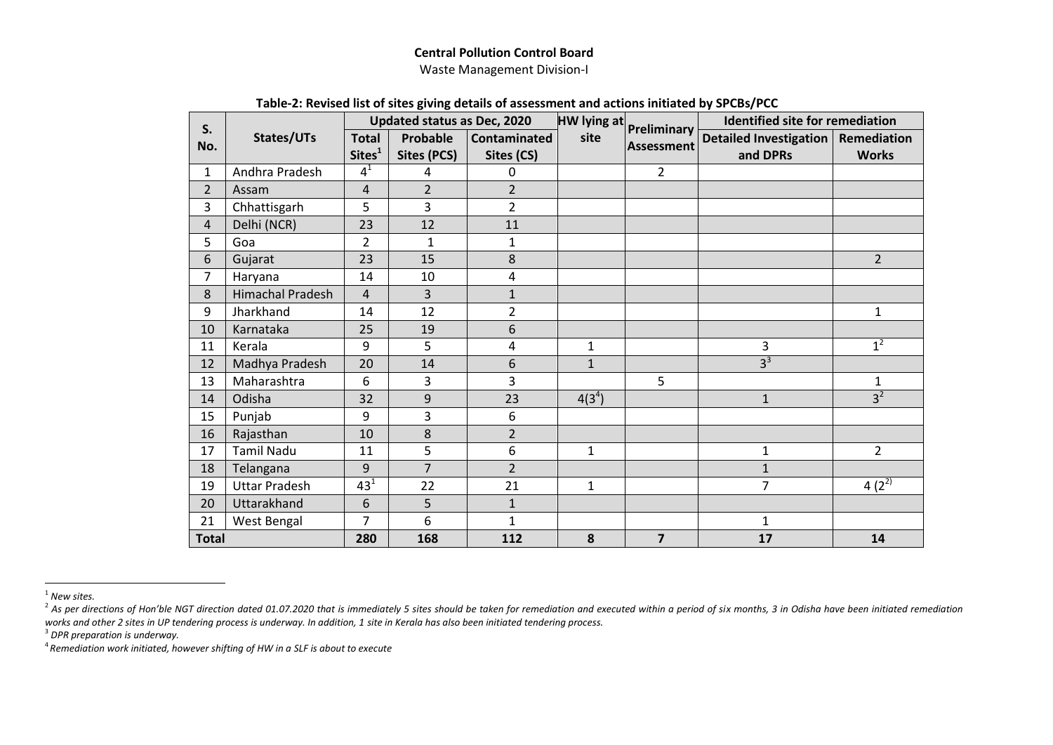**Central Pollution Control Board**

Waste Management Division-I

**Table-2: Revised list of sites giving details of assessment and actions initiated by SPCBs/PCC**

| S. No. | States/UTs | Updated status as Dec, 2020 | | | HW lying at site | Preliminary Assessment | Identified site for remediation | |
|---|---|---|---|---|---|---|---|---|
| | | Total Sites[1] | Probable Sites (PCS) | Contaminated Sites (CS) | | | Detailed Investigation and DPRs | Remediation Works |
| 1 | Andhra Pradesh | 4[1] | 4 | 0 | | 2 | | |
| 2 | Assam | 4 | 2 | 2 | | | | |
| 3 | Chhattisgarh | 5 | 3 | 2 | | | | |
| 4 | Delhi (NCR) | 23 | 12 | 11 | | | | |
| 5 | Goa | 2 | 1 | 1 | | | | |
| 6 | Gujarat | 23 | 15 | 8 | | | | 2 |
| 7 | Haryana | 14 | 10 | 4 | | | | |
| 8 | Himachal Pradesh | 4 | 3 | 1 | | | | |
| 9 | Jharkhand | 14 | 12 | 2 | | | | 1 |
| 10 | Karnataka | 25 | 19 | 6 | | | | |
| 11 | Kerala | 9 | 5 | 4 | 1 | | 3 | 1[2] |
| 12 | Madhya Pradesh | 20 | 14 | 6 | 1 | | 3[3] | |
| 13 | Maharashtra | 6 | 3 | 3 | | 5 | | 1 |
| 14 | Odisha | 32 | 9 | 23 | 4(3[4]) | | 1 | 3[2] |
| 15 | Punjab | 9 | 3 | 6 | | | | |
| 16 | Rajasthan | 10 | 8 | 2 | | | | |
| 17 | Tamil Nadu | 11 | 5 | 6 | 1 | | 1 | 2 |
| 18 | Telangana | 9 | 7 | 2 | | | 1 | |
| 19 | Uttar Pradesh | 43[1] | 22 | 21 | 1 | | 7 | 4 (2[2]) |
| 20 | Uttarakhand | 6 | 5 | 1 | | | | |
| 21 | West Bengal | 7 | 6 | 1 | | | 1 | |
| **Total** | | **280** | **168** | **112** | **8** | **7** | **17** | **14** |

[1] *New sites.*

[2] *As per directions of Hon'ble NGT direction dated 01.07.2020 that is immediately 5 sites should be taken for remediation and executed within a period of six months, 3 in Odisha have been initiated remediation works and other 2 sites in UP tendering process is underway. In addition, 1 site in Kerala has also been initiated tendering process.*

[3] *DPR preparation is underway.*

[4] *Remediation work initiated, however shifting of HW in a SLF is about to execute*